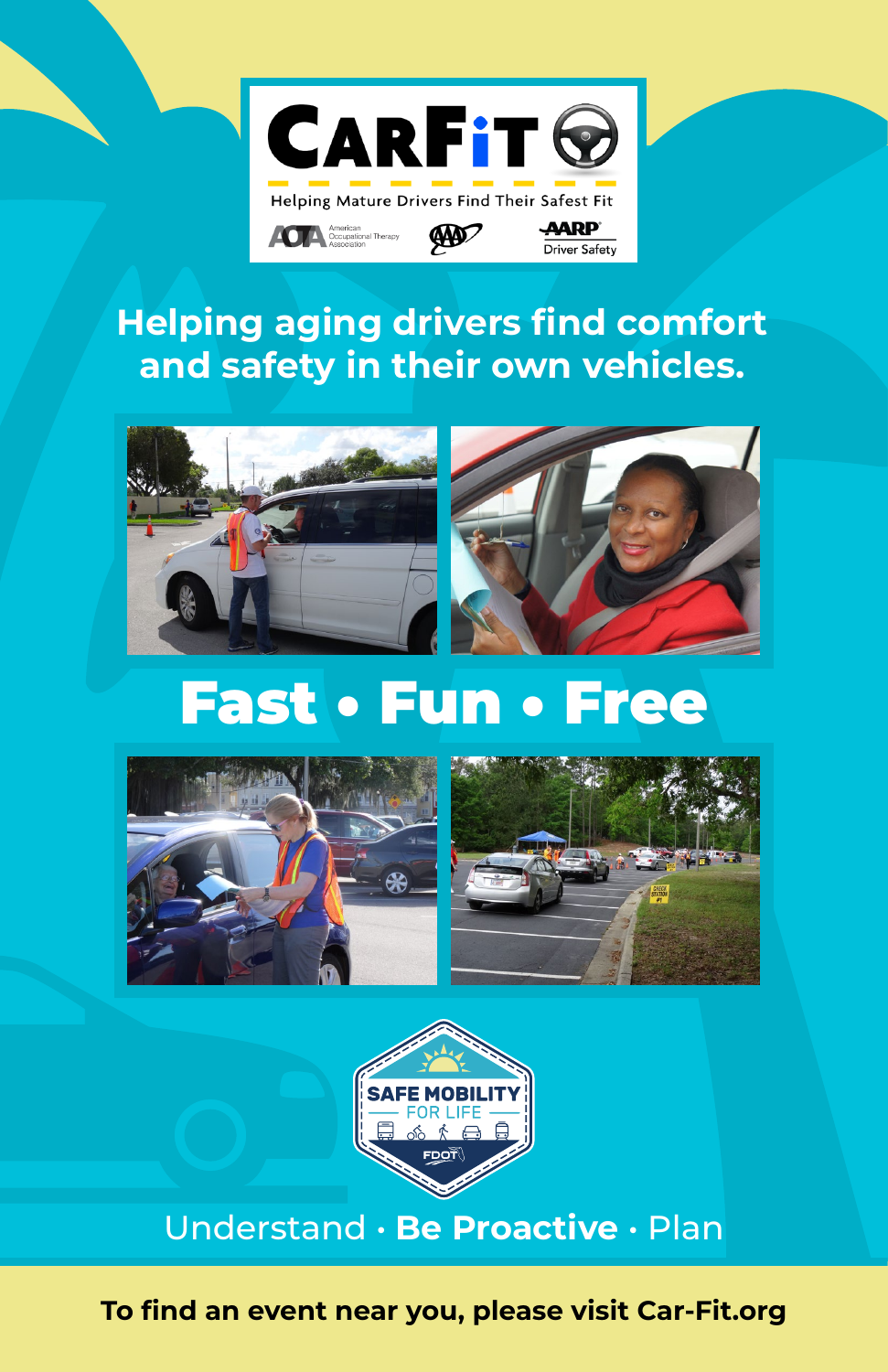# CarFit

Helping Mature Drivers Find Their Safest Fit

AOTA American Occupational Therapy Association · AAA · AARP Driver Safety

## Helping aging drivers find comfort and safety in their own vehicles.

## Fast • Fun • Free

SAFE MOBILITY FOR LIFE

FDOT

Understand • **Be Proactive** • Plan

**To find an event near you, please visit Car-Fit.org**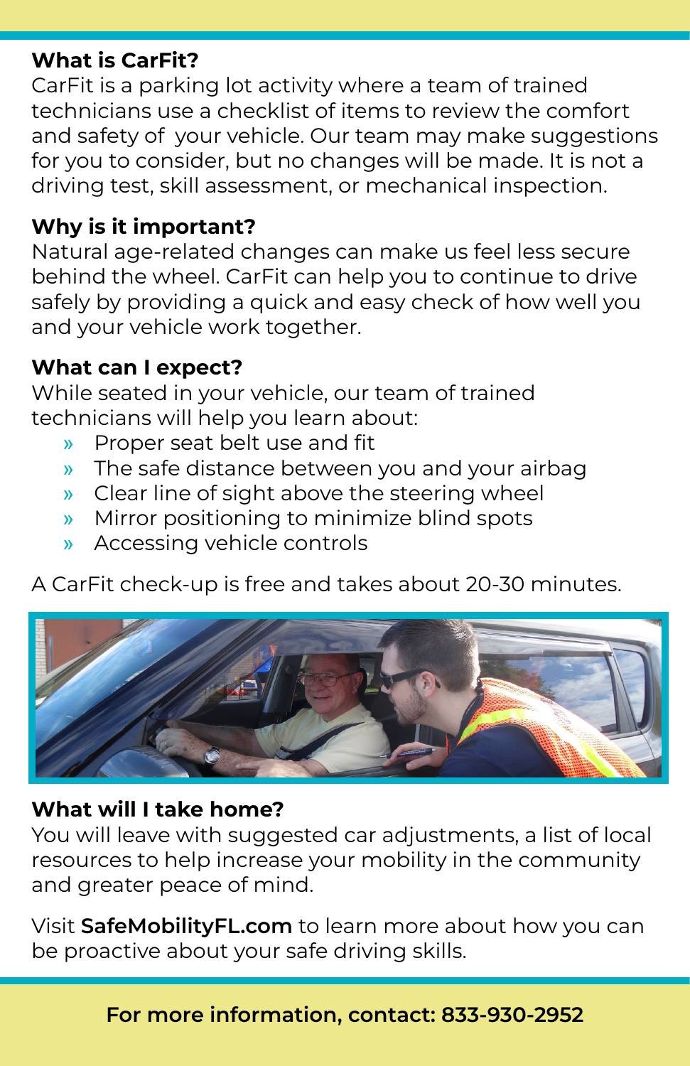## What is CarFit?

CarFit is a parking lot activity where a team of trained technicians use a checklist of items to review the comfort and safety of your vehicle. Our team may make suggestions for you to consider, but no changes will be made. It is not a driving test, skill assessment, or mechanical inspection.

## Why is it important?

Natural age-related changes can make us feel less secure behind the wheel. CarFit can help you to continue to drive safely by providing a quick and easy check of how well you and your vehicle work together.

## What can I expect?

While seated in your vehicle, our team of trained technicians will help you learn about:

- Proper seat belt use and fit
- The safe distance between you and your airbag
- Clear line of sight above the steering wheel
- Mirror positioning to minimize blind spots
- Accessing vehicle controls

A CarFit check-up is free and takes about 20-30 minutes.

## What will I take home?

You will leave with suggested car adjustments, a list of local resources to help increase your mobility in the community and greater peace of mind.

Visit **SafeMobilityFL.com** to learn more about how you can be proactive about your safe driving skills.

**For more information, contact: 833-930-2952**